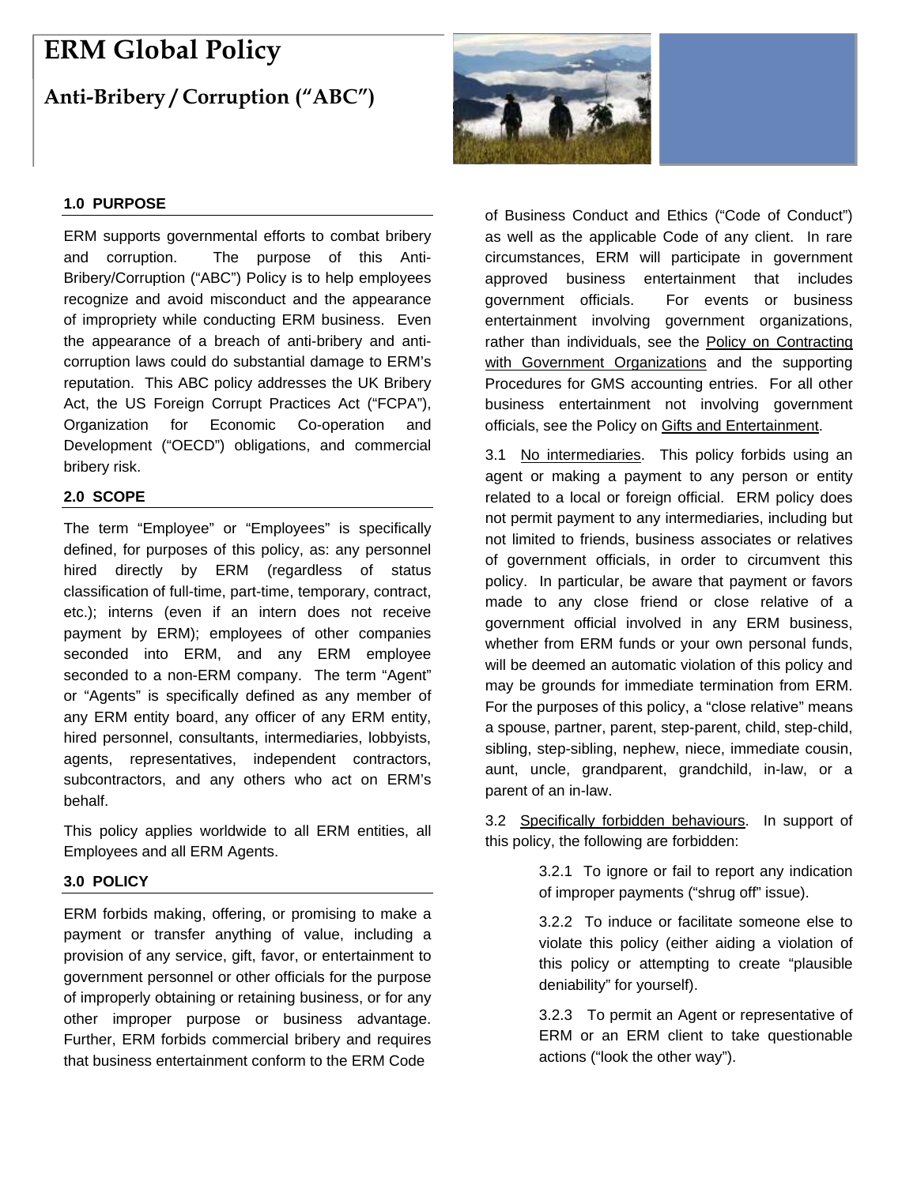# ERM Global Policy

## Anti-Bribery / Corruption ("ABC")

### 1.0 PURPOSE

ERM supports governmental efforts to combat bribery and corruption. The purpose of this Anti-Bribery/Corruption ("ABC") Policy is to help employees recognize and avoid misconduct and the appearance of impropriety while conducting ERM business. Even the appearance of a breach of anti-bribery and anti-corruption laws could do substantial damage to ERM's reputation. This ABC policy addresses the UK Bribery Act, the US Foreign Corrupt Practices Act ("FCPA"), Organization for Economic Co-operation and Development ("OECD") obligations, and commercial bribery risk.

### 2.0 SCOPE

The term "Employee" or "Employees" is specifically defined, for purposes of this policy, as: any personnel hired directly by ERM (regardless of status classification of full-time, part-time, temporary, contract, etc.); interns (even if an intern does not receive payment by ERM); employees of other companies seconded into ERM, and any ERM employee seconded to a non-ERM company. The term "Agent" or "Agents" is specifically defined as any member of any ERM entity board, any officer of any ERM entity, hired personnel, consultants, intermediaries, lobbyists, agents, representatives, independent contractors, subcontractors, and any others who act on ERM's behalf.

This policy applies worldwide to all ERM entities, all Employees and all ERM Agents.

### 3.0 POLICY

ERM forbids making, offering, or promising to make a payment or transfer anything of value, including a provision of any service, gift, favor, or entertainment to government personnel or other officials for the purpose of improperly obtaining or retaining business, or for any other improper purpose or business advantage. Further, ERM forbids commercial bribery and requires that business entertainment conform to the ERM Code of Business Conduct and Ethics ("Code of Conduct") as well as the applicable Code of any client. In rare circumstances, ERM will participate in government approved business entertainment that includes government officials. For events or business entertainment involving government organizations, rather than individuals, see the Policy on Contracting with Government Organizations and the supporting Procedures for GMS accounting entries. For all other business entertainment not involving government officials, see the Policy on Gifts and Entertainment.

3.1 No intermediaries. This policy forbids using an agent or making a payment to any person or entity related to a local or foreign official. ERM policy does not permit payment to any intermediaries, including but not limited to friends, business associates or relatives of government officials, in order to circumvent this policy. In particular, be aware that payment or favors made to any close friend or close relative of a government official involved in any ERM business, whether from ERM funds or your own personal funds, will be deemed an automatic violation of this policy and may be grounds for immediate termination from ERM. For the purposes of this policy, a "close relative" means a spouse, partner, parent, step-parent, child, step-child, sibling, step-sibling, nephew, niece, immediate cousin, aunt, uncle, grandparent, grandchild, in-law, or a parent of an in-law.

3.2 Specifically forbidden behaviours. In support of this policy, the following are forbidden:

3.2.1 To ignore or fail to report any indication of improper payments ("shrug off" issue).

3.2.2 To induce or facilitate someone else to violate this policy (either aiding a violation of this policy or attempting to create "plausible deniability" for yourself).

3.2.3 To permit an Agent or representative of ERM or an ERM client to take questionable actions ("look the other way").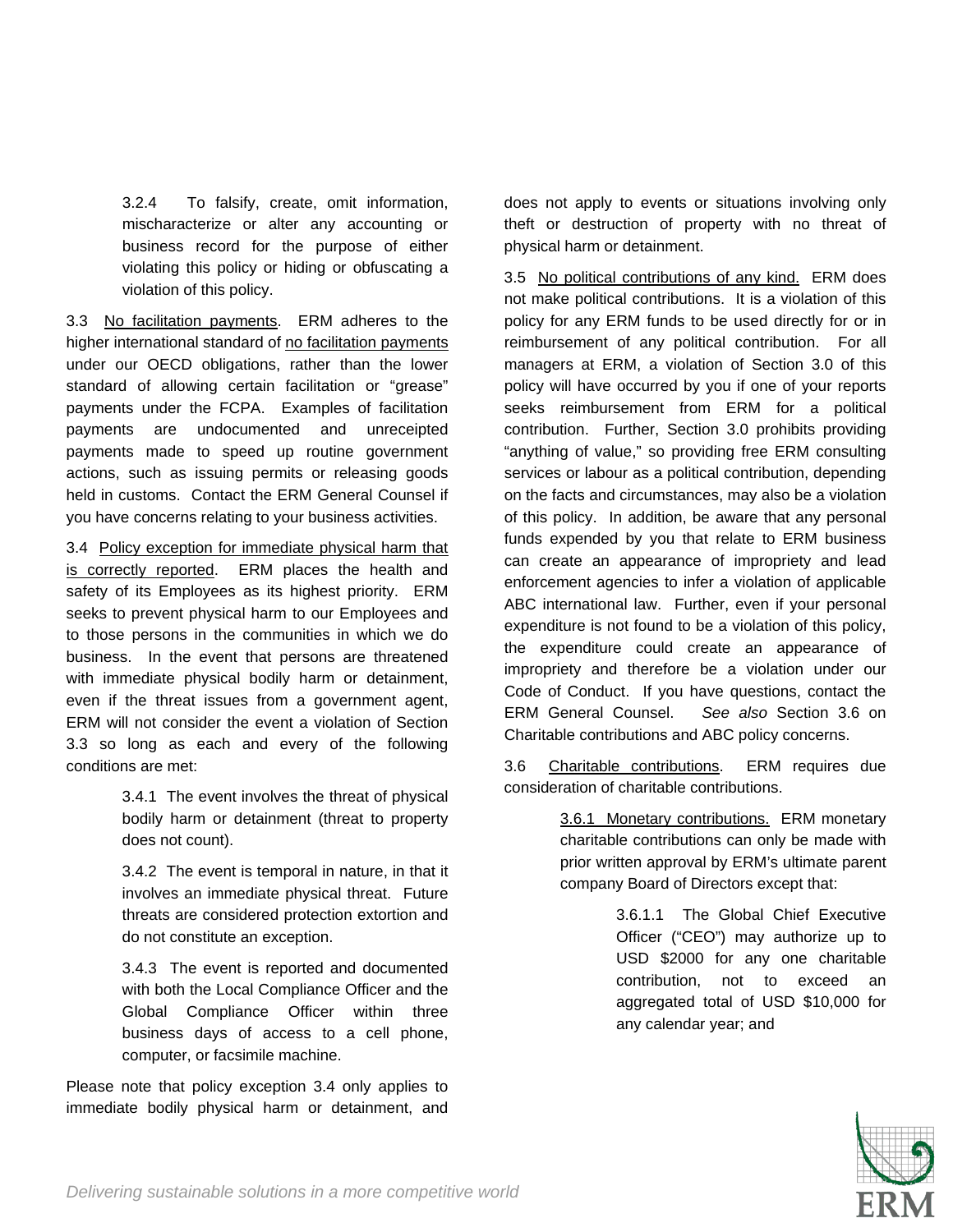3.2.4 To falsify, create, omit information, mischaracterize or alter any accounting or business record for the purpose of either violating this policy or hiding or obfuscating a violation of this policy.

3.3 <u>No facilitation payments</u>. ERM adheres to the higher international standard of <u>no facilitation payments</u> under our OECD obligations, rather than the lower standard of allowing certain facilitation or "grease" payments under the FCPA. Examples of facilitation payments are undocumented and unreceipted payments made to speed up routine government actions, such as issuing permits or releasing goods held in customs. Contact the ERM General Counsel if you have concerns relating to your business activities.

3.4 <u>Policy exception for immediate physical harm that is correctly reported</u>. ERM places the health and safety of its Employees as its highest priority. ERM seeks to prevent physical harm to our Employees and to those persons in the communities in which we do business. In the event that persons are threatened with immediate physical bodily harm or detainment, even if the threat issues from a government agent, ERM will not consider the event a violation of Section 3.3 so long as each and every of the following conditions are met:

3.4.1 The event involves the threat of physical bodily harm or detainment (threat to property does not count).

3.4.2 The event is temporal in nature, in that it involves an immediate physical threat. Future threats are considered protection extortion and do not constitute an exception.

3.4.3 The event is reported and documented with both the Local Compliance Officer and the Global Compliance Officer within three business days of access to a cell phone, computer, or facsimile machine.

Please note that policy exception 3.4 only applies to immediate bodily physical harm or detainment, and does not apply to events or situations involving only theft or destruction of property with no threat of physical harm or detainment.

3.5 <u>No political contributions of any kind.</u> ERM does not make political contributions. It is a violation of this policy for any ERM funds to be used directly for or in reimbursement of any political contribution. For all managers at ERM, a violation of Section 3.0 of this policy will have occurred by you if one of your reports seeks reimbursement from ERM for a political contribution. Further, Section 3.0 prohibits providing "anything of value," so providing free ERM consulting services or labour as a political contribution, depending on the facts and circumstances, may also be a violation of this policy. In addition, be aware that any personal funds expended by you that relate to ERM business can create an appearance of impropriety and lead enforcement agencies to infer a violation of applicable ABC international law. Further, even if your personal expenditure is not found to be a violation of this policy, the expenditure could create an appearance of impropriety and therefore be a violation under our Code of Conduct. If you have questions, contact the ERM General Counsel. *See also* Section 3.6 on Charitable contributions and ABC policy concerns.

3.6 <u>Charitable contributions</u>. ERM requires due consideration of charitable contributions.

<u>3.6.1 Monetary contributions.</u> ERM monetary charitable contributions can only be made with prior written approval by ERM's ultimate parent company Board of Directors except that:

3.6.1.1 The Global Chief Executive Officer ("CEO") may authorize up to USD $2000 for any one charitable contribution, not to exceed an aggregated total of USD $10,000 for any calendar year; and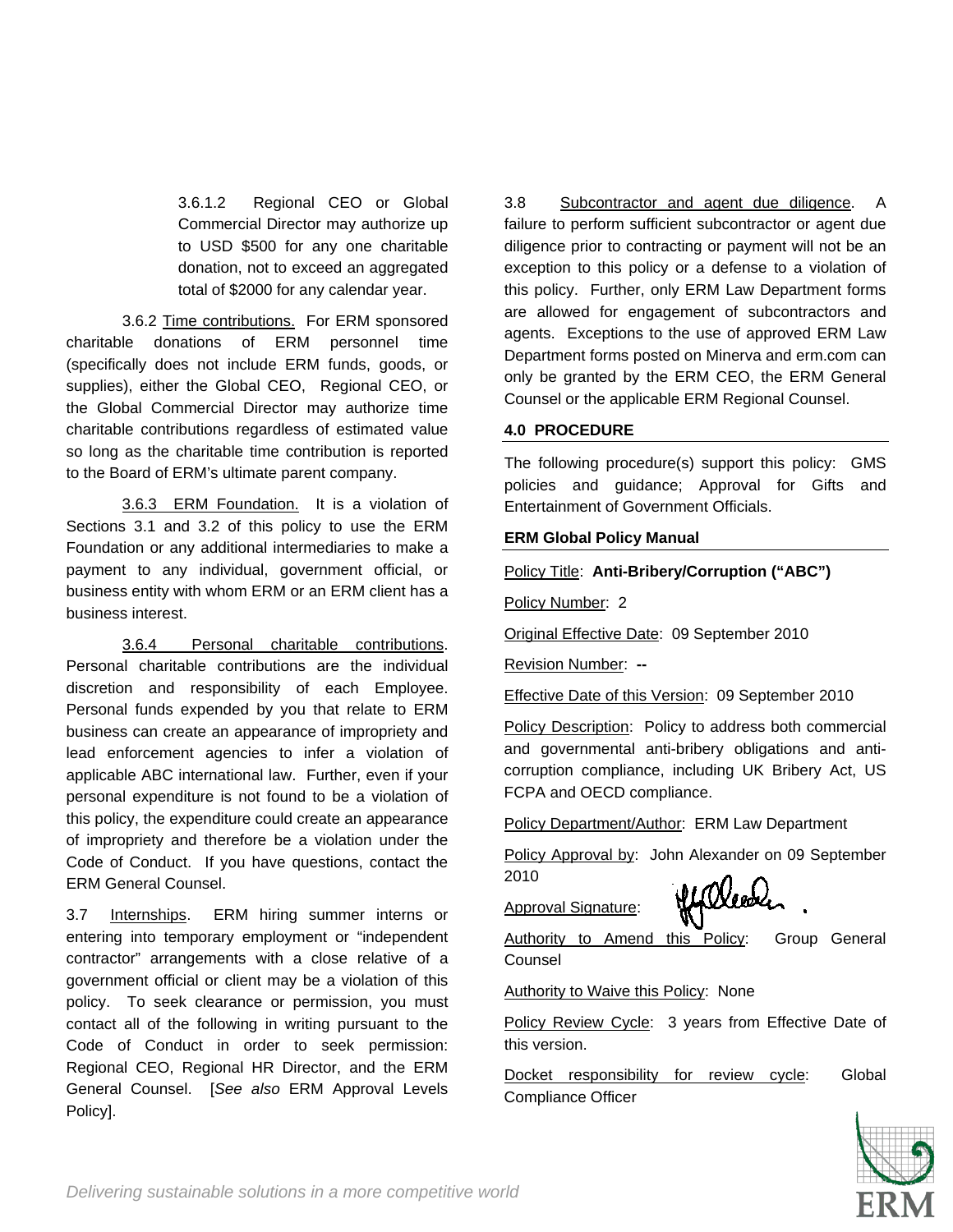3.6.1.2 Regional CEO or Global Commercial Director may authorize up to USD $500 for any one charitable donation, not to exceed an aggregated total of $2000 for any calendar year.

3.6.2 Time contributions. For ERM sponsored charitable donations of ERM personnel time (specifically does not include ERM funds, goods, or supplies), either the Global CEO, Regional CEO, or the Global Commercial Director may authorize time charitable contributions regardless of estimated value so long as the charitable time contribution is reported to the Board of ERM's ultimate parent company.

3.6.3 ERM Foundation. It is a violation of Sections 3.1 and 3.2 of this policy to use the ERM Foundation or any additional intermediaries to make a payment to any individual, government official, or business entity with whom ERM or an ERM client has a business interest.

3.6.4 Personal charitable contributions. Personal charitable contributions are the individual discretion and responsibility of each Employee. Personal funds expended by you that relate to ERM business can create an appearance of impropriety and lead enforcement agencies to infer a violation of applicable ABC international law. Further, even if your personal expenditure is not found to be a violation of this policy, the expenditure could create an appearance of impropriety and therefore be a violation under the Code of Conduct. If you have questions, contact the ERM General Counsel.

3.7 Internships. ERM hiring summer interns or entering into temporary employment or "independent contractor" arrangements with a close relative of a government official or client may be a violation of this policy. To seek clearance or permission, you must contact all of the following in writing pursuant to the Code of Conduct in order to seek permission: Regional CEO, Regional HR Director, and the ERM General Counsel. [*See also* ERM Approval Levels Policy].

3.8 Subcontractor and agent due diligence. A failure to perform sufficient subcontractor or agent due diligence prior to contracting or payment will not be an exception to this policy or a defense to a violation of this policy. Further, only ERM Law Department forms are allowed for engagement of subcontractors and agents. Exceptions to the use of approved ERM Law Department forms posted on Minerva and erm.com can only be granted by the ERM CEO, the ERM General Counsel or the applicable ERM Regional Counsel.

**4.0 PROCEDURE**

The following procedure(s) support this policy: GMS policies and guidance; Approval for Gifts and Entertainment of Government Officials.

**ERM Global Policy Manual**

Policy Title: **Anti-Bribery/Corruption ("ABC")**

Policy Number: 2

Original Effective Date: 09 September 2010

Revision Number: **--**

Effective Date of this Version: 09 September 2010

Policy Description: Policy to address both commercial and governmental anti-bribery obligations and anti-corruption compliance, including UK Bribery Act, US FCPA and OECD compliance.

Policy Department/Author: ERM Law Department

Policy Approval by: John Alexander on 09 September 2010

Approval Signature:

Authority to Amend this Policy: Group General Counsel

Authority to Waive this Policy: None

Policy Review Cycle: 3 years from Effective Date of this version.

Docket responsibility for review cycle: Global Compliance Officer